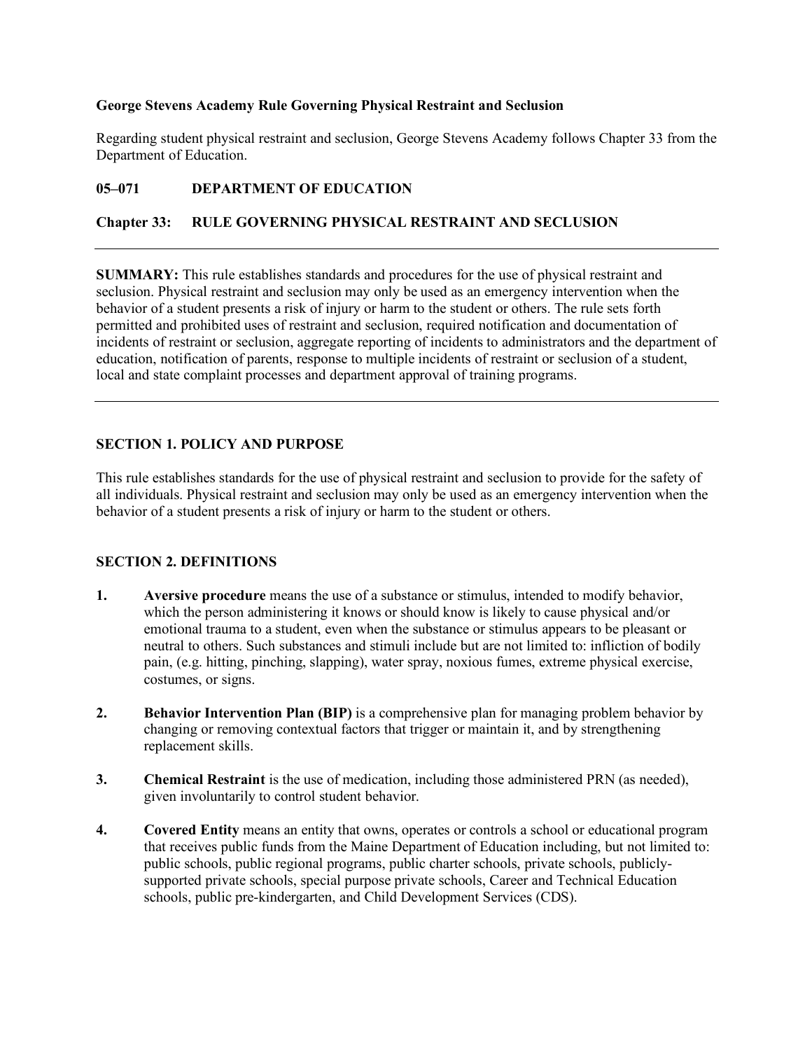**George Stevens Academy Rule Governing Physical Restraint and Seclusion**

Regarding student physical restraint and seclusion, George Stevens Academy follows Chapter 33 from the Department of Education.

## 05–071 DEPARTMENT OF EDUCATION

## Chapter 33: RULE GOVERNING PHYSICAL RESTRAINT AND SECLUSION

---

**SUMMARY:** This rule establishes standards and procedures for the use of physical restraint and seclusion. Physical restraint and seclusion may only be used as an emergency intervention when the behavior of a student presents a risk of injury or harm to the student or others. The rule sets forth permitted and prohibited uses of restraint and seclusion, required notification and documentation of incidents of restraint or seclusion, aggregate reporting of incidents to administrators and the department of education, notification of parents, response to multiple incidents of restraint or seclusion of a student, local and state complaint processes and department approval of training programs.

---

### SECTION 1. POLICY AND PURPOSE

This rule establishes standards for the use of physical restraint and seclusion to provide for the safety of all individuals. Physical restraint and seclusion may only be used as an emergency intervention when the behavior of a student presents a risk of injury or harm to the student or others.

### SECTION 2. DEFINITIONS

1. **Aversive procedure** means the use of a substance or stimulus, intended to modify behavior, which the person administering it knows or should know is likely to cause physical and/or emotional trauma to a student, even when the substance or stimulus appears to be pleasant or neutral to others. Such substances and stimuli include but are not limited to: infliction of bodily pain, (e.g. hitting, pinching, slapping), water spray, noxious fumes, extreme physical exercise, costumes, or signs.

2. **Behavior Intervention Plan (BIP)** is a comprehensive plan for managing problem behavior by changing or removing contextual factors that trigger or maintain it, and by strengthening replacement skills.

3. **Chemical Restraint** is the use of medication, including those administered PRN (as needed), given involuntarily to control student behavior.

4. **Covered Entity** means an entity that owns, operates or controls a school or educational program that receives public funds from the Maine Department of Education including, but not limited to: public schools, public regional programs, public charter schools, private schools, publicly-supported private schools, special purpose private schools, Career and Technical Education schools, public pre-kindergarten, and Child Development Services (CDS).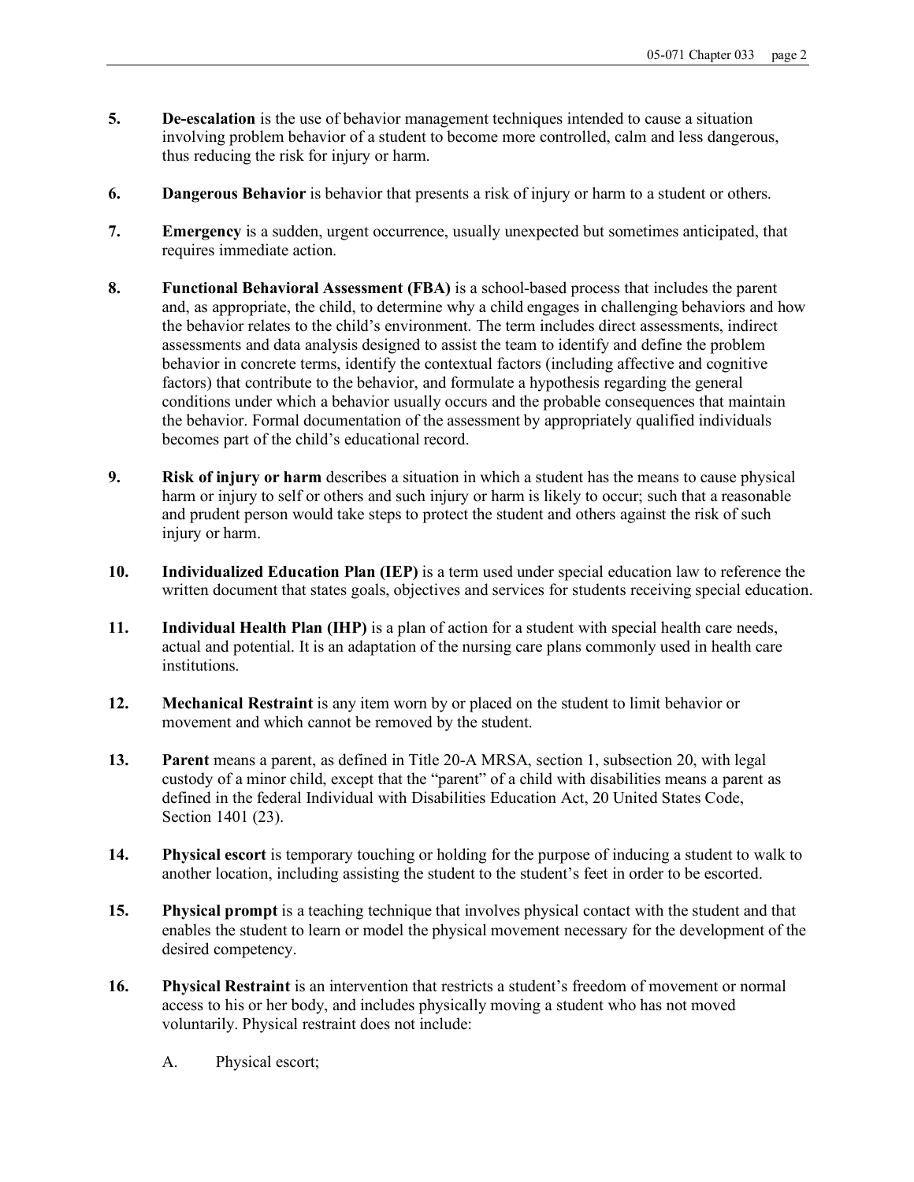**5.** **De-escalation** is the use of behavior management techniques intended to cause a situation involving problem behavior of a student to become more controlled, calm and less dangerous, thus reducing the risk for injury or harm.

**6.** **Dangerous Behavior** is behavior that presents a risk of injury or harm to a student or others.

**7.** **Emergency** is a sudden, urgent occurrence, usually unexpected but sometimes anticipated, that requires immediate action.

**8.** **Functional Behavioral Assessment (FBA)** is a school-based process that includes the parent and, as appropriate, the child, to determine why a child engages in challenging behaviors and how the behavior relates to the child's environment. The term includes direct assessments, indirect assessments and data analysis designed to assist the team to identify and define the problem behavior in concrete terms, identify the contextual factors (including affective and cognitive factors) that contribute to the behavior, and formulate a hypothesis regarding the general conditions under which a behavior usually occurs and the probable consequences that maintain the behavior. Formal documentation of the assessment by appropriately qualified individuals becomes part of the child's educational record.

**9.** **Risk of injury or harm** describes a situation in which a student has the means to cause physical harm or injury to self or others and such injury or harm is likely to occur; such that a reasonable and prudent person would take steps to protect the student and others against the risk of such injury or harm.

**10.** **Individualized Education Plan (IEP)** is a term used under special education law to reference the written document that states goals, objectives and services for students receiving special education.

**11.** **Individual Health Plan (IHP)** is a plan of action for a student with special health care needs, actual and potential. It is an adaptation of the nursing care plans commonly used in health care institutions.

**12.** **Mechanical Restraint** is any item worn by or placed on the student to limit behavior or movement and which cannot be removed by the student.

**13.** **Parent** means a parent, as defined in Title 20-A MRSA, section 1, subsection 20, with legal custody of a minor child, except that the "parent" of a child with disabilities means a parent as defined in the federal Individual with Disabilities Education Act, 20 United States Code, Section 1401 (23).

**14.** **Physical escort** is temporary touching or holding for the purpose of inducing a student to walk to another location, including assisting the student to the student's feet in order to be escorted.

**15.** **Physical prompt** is a teaching technique that involves physical contact with the student and that enables the student to learn or model the physical movement necessary for the development of the desired competency.

**16.** **Physical Restraint** is an intervention that restricts a student's freedom of movement or normal access to his or her body, and includes physically moving a student who has not moved voluntarily. Physical restraint does not include:

A. Physical escort;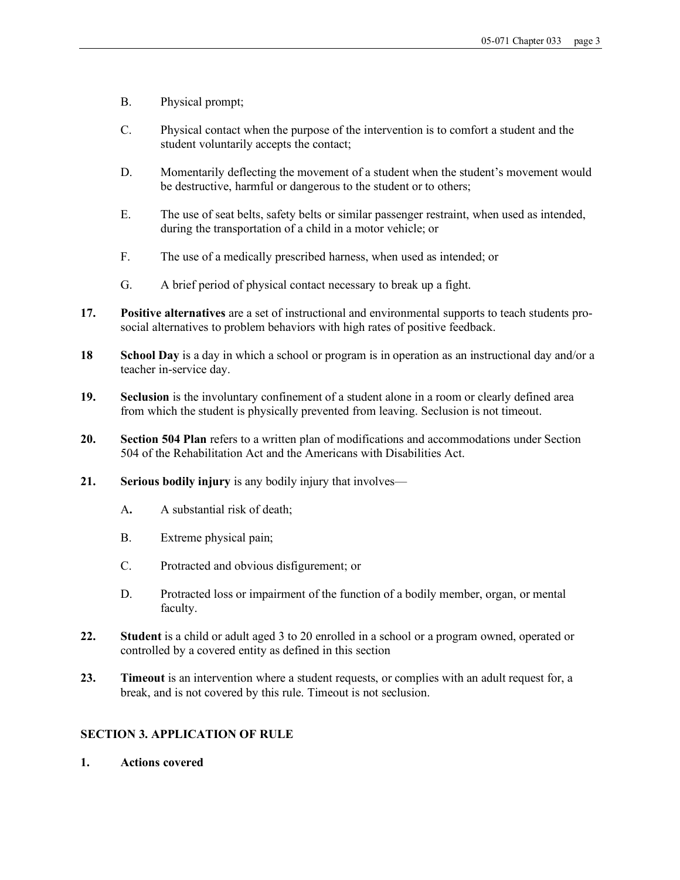B. Physical prompt;

C. Physical contact when the purpose of the intervention is to comfort a student and the student voluntarily accepts the contact;

D. Momentarily deflecting the movement of a student when the student's movement would be destructive, harmful or dangerous to the student or to others;

E. The use of seat belts, safety belts or similar passenger restraint, when used as intended, during the transportation of a child in a motor vehicle; or

F. The use of a medically prescribed harness, when used as intended; or

G. A brief period of physical contact necessary to break up a fight.

**17. Positive alternatives** are a set of instructional and environmental supports to teach students pro-social alternatives to problem behaviors with high rates of positive feedback.

**18 School Day** is a day in which a school or program is in operation as an instructional day and/or a teacher in-service day.

**19. Seclusion** is the involuntary confinement of a student alone in a room or clearly defined area from which the student is physically prevented from leaving. Seclusion is not timeout.

**20. Section 504 Plan** refers to a written plan of modifications and accommodations under Section 504 of the Rehabilitation Act and the Americans with Disabilities Act.

**21. Serious bodily injury** is any bodily injury that involves—

A**.** A substantial risk of death;

B. Extreme physical pain;

C. Protracted and obvious disfigurement; or

D. Protracted loss or impairment of the function of a bodily member, organ, or mental faculty.

**22. Student** is a child or adult aged 3 to 20 enrolled in a school or a program owned, operated or controlled by a covered entity as defined in this section

**23. Timeout** is an intervention where a student requests, or complies with an adult request for, a break, and is not covered by this rule. Timeout is not seclusion.

## SECTION 3. APPLICATION OF RULE

**1. Actions covered**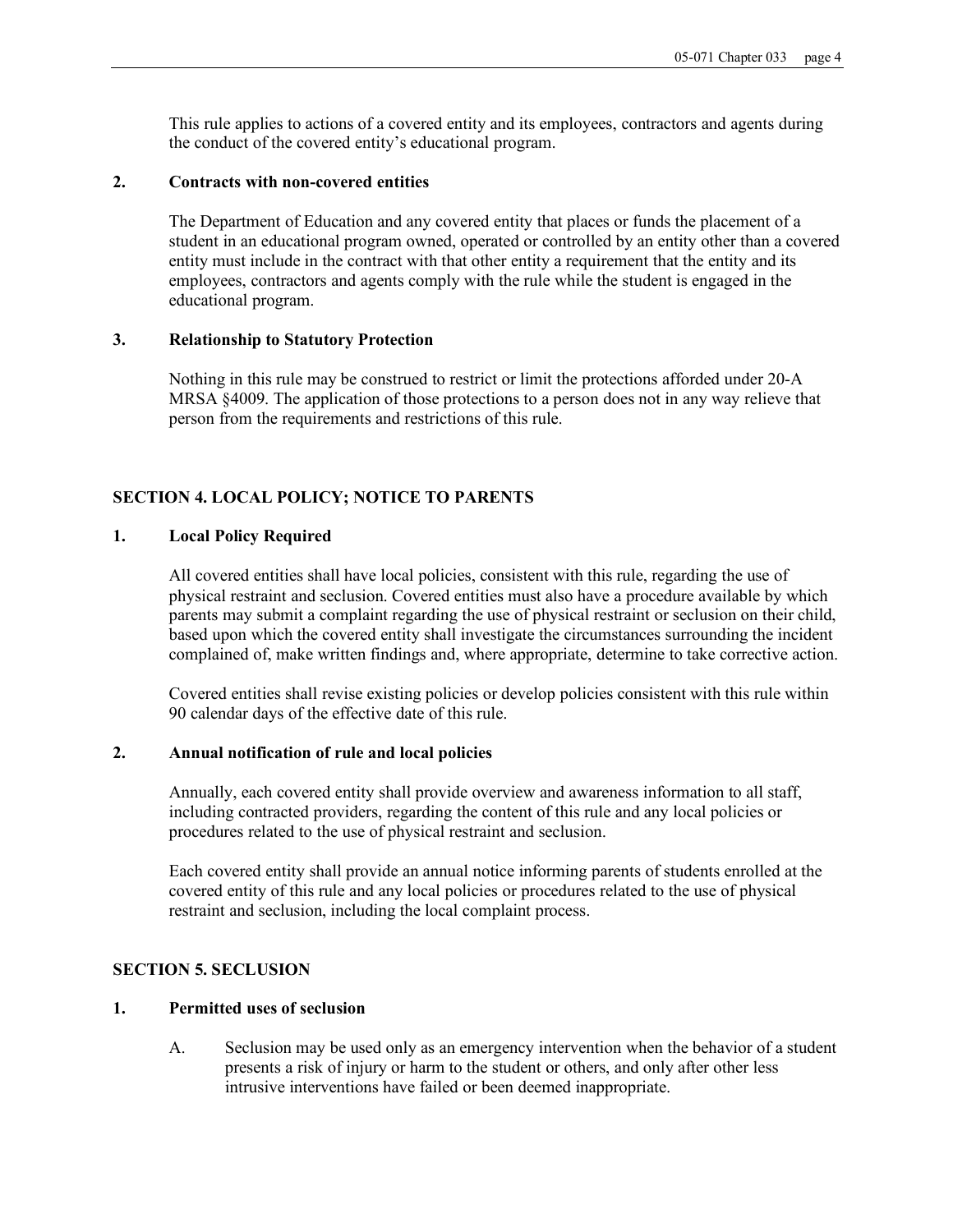This rule applies to actions of a covered entity and its employees, contractors and agents during the conduct of the covered entity's educational program.

**2. Contracts with non-covered entities**

The Department of Education and any covered entity that places or funds the placement of a student in an educational program owned, operated or controlled by an entity other than a covered entity must include in the contract with that other entity a requirement that the entity and its employees, contractors and agents comply with the rule while the student is engaged in the educational program.

**3. Relationship to Statutory Protection**

Nothing in this rule may be construed to restrict or limit the protections afforded under 20-A MRSA §4009. The application of those protections to a person does not in any way relieve that person from the requirements and restrictions of this rule.

## SECTION 4. LOCAL POLICY; NOTICE TO PARENTS

**1. Local Policy Required**

All covered entities shall have local policies, consistent with this rule, regarding the use of physical restraint and seclusion. Covered entities must also have a procedure available by which parents may submit a complaint regarding the use of physical restraint or seclusion on their child, based upon which the covered entity shall investigate the circumstances surrounding the incident complained of, make written findings and, where appropriate, determine to take corrective action.

Covered entities shall revise existing policies or develop policies consistent with this rule within 90 calendar days of the effective date of this rule.

**2. Annual notification of rule and local policies**

Annually, each covered entity shall provide overview and awareness information to all staff, including contracted providers, regarding the content of this rule and any local policies or procedures related to the use of physical restraint and seclusion.

Each covered entity shall provide an annual notice informing parents of students enrolled at the covered entity of this rule and any local policies or procedures related to the use of physical restraint and seclusion, including the local complaint process.

## SECTION 5. SECLUSION

**1. Permitted uses of seclusion**

A. Seclusion may be used only as an emergency intervention when the behavior of a student presents a risk of injury or harm to the student or others, and only after other less intrusive interventions have failed or been deemed inappropriate.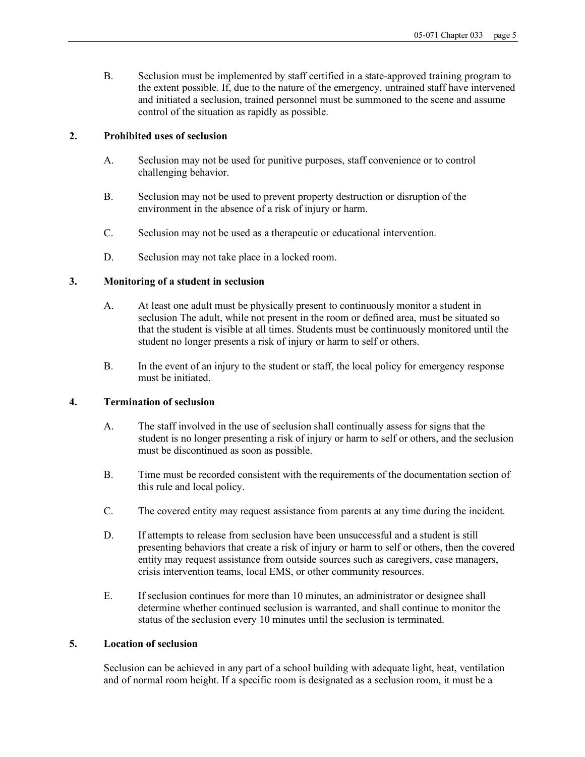B. Seclusion must be implemented by staff certified in a state-approved training program to the extent possible. If, due to the nature of the emergency, untrained staff have intervened and initiated a seclusion, trained personnel must be summoned to the scene and assume control of the situation as rapidly as possible.

**2. Prohibited uses of seclusion**

A. Seclusion may not be used for punitive purposes, staff convenience or to control challenging behavior.

B. Seclusion may not be used to prevent property destruction or disruption of the environment in the absence of a risk of injury or harm.

C. Seclusion may not be used as a therapeutic or educational intervention.

D. Seclusion may not take place in a locked room.

**3. Monitoring of a student in seclusion**

A. At least one adult must be physically present to continuously monitor a student in seclusion The adult, while not present in the room or defined area, must be situated so that the student is visible at all times. Students must be continuously monitored until the student no longer presents a risk of injury or harm to self or others.

B. In the event of an injury to the student or staff, the local policy for emergency response must be initiated.

**4. Termination of seclusion**

A. The staff involved in the use of seclusion shall continually assess for signs that the student is no longer presenting a risk of injury or harm to self or others, and the seclusion must be discontinued as soon as possible.

B. Time must be recorded consistent with the requirements of the documentation section of this rule and local policy.

C. The covered entity may request assistance from parents at any time during the incident.

D. If attempts to release from seclusion have been unsuccessful and a student is still presenting behaviors that create a risk of injury or harm to self or others, then the covered entity may request assistance from outside sources such as caregivers, case managers, crisis intervention teams, local EMS, or other community resources.

E. If seclusion continues for more than 10 minutes, an administrator or designee shall determine whether continued seclusion is warranted, and shall continue to monitor the status of the seclusion every 10 minutes until the seclusion is terminated.

**5. Location of seclusion**

Seclusion can be achieved in any part of a school building with adequate light, heat, ventilation and of normal room height. If a specific room is designated as a seclusion room, it must be a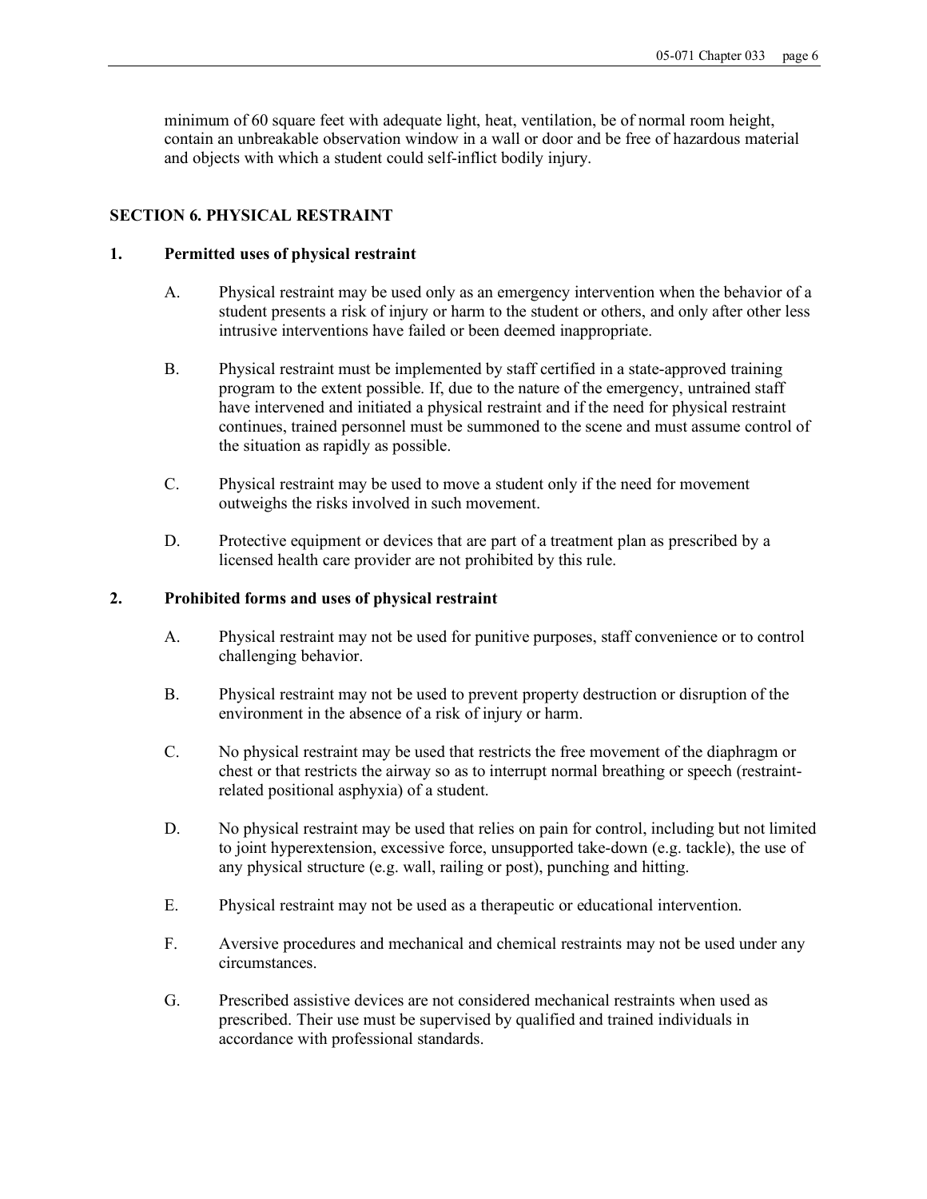minimum of 60 square feet with adequate light, heat, ventilation, be of normal room height, contain an unbreakable observation window in a wall or door and be free of hazardous material and objects with which a student could self-inflict bodily injury.

## SECTION 6. PHYSICAL RESTRAINT

### 1. Permitted uses of physical restraint

A. Physical restraint may be used only as an emergency intervention when the behavior of a student presents a risk of injury or harm to the student or others, and only after other less intrusive interventions have failed or been deemed inappropriate.

B. Physical restraint must be implemented by staff certified in a state-approved training program to the extent possible. If, due to the nature of the emergency, untrained staff have intervened and initiated a physical restraint and if the need for physical restraint continues, trained personnel must be summoned to the scene and must assume control of the situation as rapidly as possible.

C. Physical restraint may be used to move a student only if the need for movement outweighs the risks involved in such movement.

D. Protective equipment or devices that are part of a treatment plan as prescribed by a licensed health care provider are not prohibited by this rule.

### 2. Prohibited forms and uses of physical restraint

A. Physical restraint may not be used for punitive purposes, staff convenience or to control challenging behavior.

B. Physical restraint may not be used to prevent property destruction or disruption of the environment in the absence of a risk of injury or harm.

C. No physical restraint may be used that restricts the free movement of the diaphragm or chest or that restricts the airway so as to interrupt normal breathing or speech (restraint-related positional asphyxia) of a student.

D. No physical restraint may be used that relies on pain for control, including but not limited to joint hyperextension, excessive force, unsupported take-down (e.g. tackle), the use of any physical structure (e.g. wall, railing or post), punching and hitting.

E. Physical restraint may not be used as a therapeutic or educational intervention.

F. Aversive procedures and mechanical and chemical restraints may not be used under any circumstances.

G. Prescribed assistive devices are not considered mechanical restraints when used as prescribed. Their use must be supervised by qualified and trained individuals in accordance with professional standards.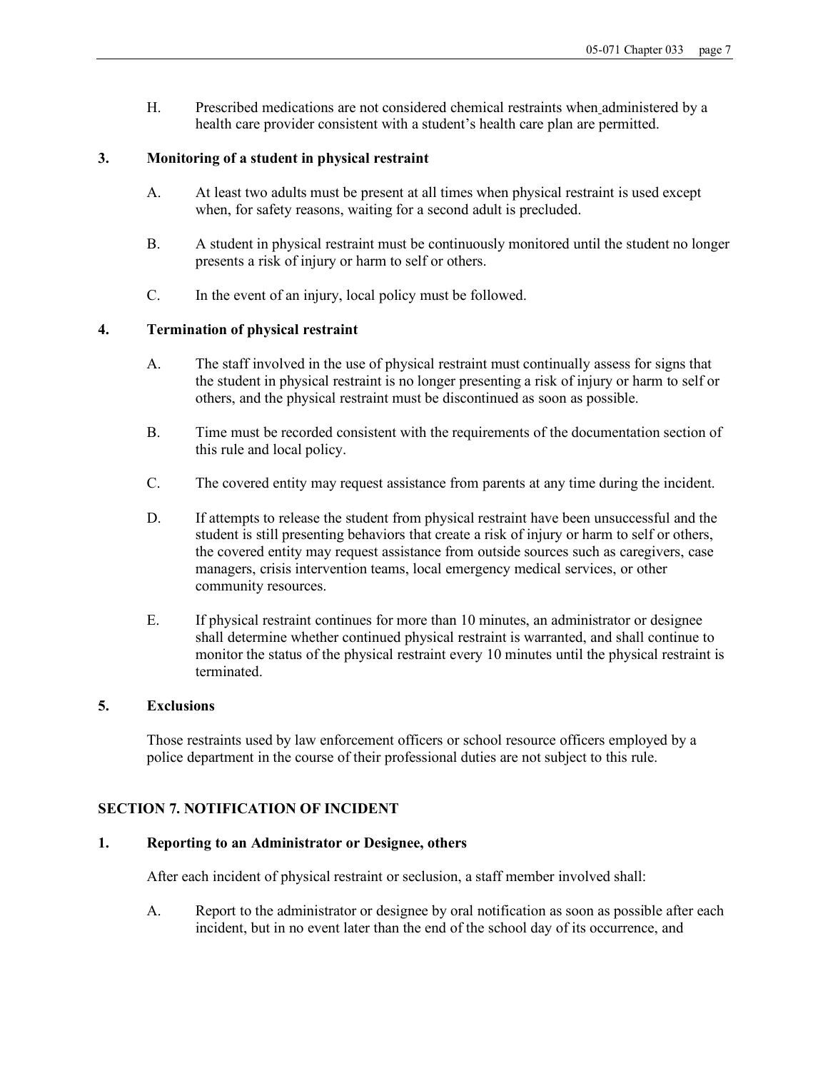H. Prescribed medications are not considered chemical restraints when administered by a health care provider consistent with a student's health care plan are permitted.

**3. Monitoring of a student in physical restraint**

A. At least two adults must be present at all times when physical restraint is used except when, for safety reasons, waiting for a second adult is precluded.

B. A student in physical restraint must be continuously monitored until the student no longer presents a risk of injury or harm to self or others.

C. In the event of an injury, local policy must be followed.

**4. Termination of physical restraint**

A. The staff involved in the use of physical restraint must continually assess for signs that the student in physical restraint is no longer presenting a risk of injury or harm to self or others, and the physical restraint must be discontinued as soon as possible.

B. Time must be recorded consistent with the requirements of the documentation section of this rule and local policy.

C. The covered entity may request assistance from parents at any time during the incident.

D. If attempts to release the student from physical restraint have been unsuccessful and the student is still presenting behaviors that create a risk of injury or harm to self or others, the covered entity may request assistance from outside sources such as caregivers, case managers, crisis intervention teams, local emergency medical services, or other community resources.

E. If physical restraint continues for more than 10 minutes, an administrator or designee shall determine whether continued physical restraint is warranted, and shall continue to monitor the status of the physical restraint every 10 minutes until the physical restraint is terminated.

**5. Exclusions**

Those restraints used by law enforcement officers or school resource officers employed by a police department in the course of their professional duties are not subject to this rule.

## SECTION 7. NOTIFICATION OF INCIDENT

**1. Reporting to an Administrator or Designee, others**

After each incident of physical restraint or seclusion, a staff member involved shall:

A. Report to the administrator or designee by oral notification as soon as possible after each incident, but in no event later than the end of the school day of its occurrence, and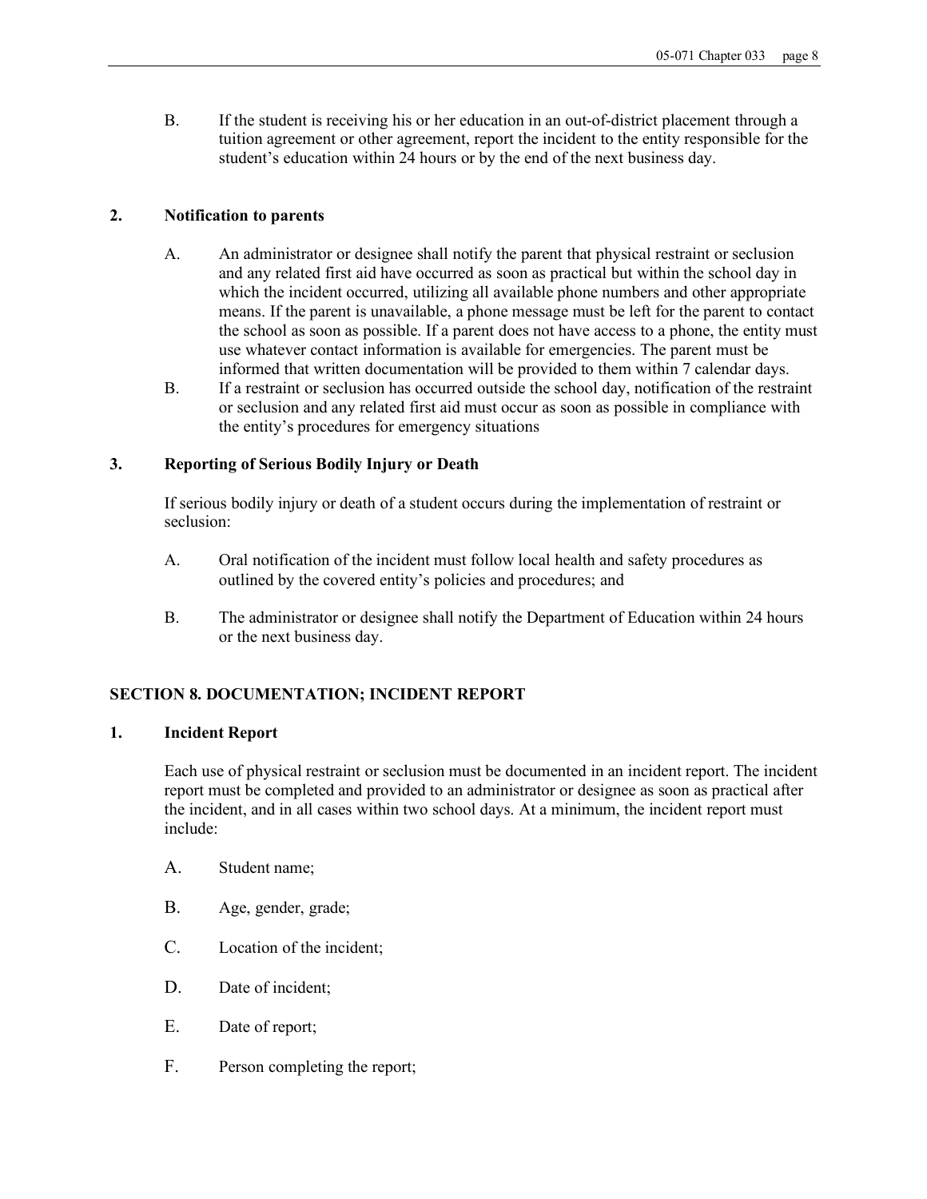B. If the student is receiving his or her education in an out-of-district placement through a tuition agreement or other agreement, report the incident to the entity responsible for the student's education within 24 hours or by the end of the next business day.

**2. Notification to parents**

A. An administrator or designee shall notify the parent that physical restraint or seclusion and any related first aid have occurred as soon as practical but within the school day in which the incident occurred, utilizing all available phone numbers and other appropriate means. If the parent is unavailable, a phone message must be left for the parent to contact the school as soon as possible. If a parent does not have access to a phone, the entity must use whatever contact information is available for emergencies. The parent must be informed that written documentation will be provided to them within 7 calendar days.

B. If a restraint or seclusion has occurred outside the school day, notification of the restraint or seclusion and any related first aid must occur as soon as possible in compliance with the entity's procedures for emergency situations

**3. Reporting of Serious Bodily Injury or Death**

If serious bodily injury or death of a student occurs during the implementation of restraint or seclusion:

A. Oral notification of the incident must follow local health and safety procedures as outlined by the covered entity's policies and procedures; and

B. The administrator or designee shall notify the Department of Education within 24 hours or the next business day.

## SECTION 8. DOCUMENTATION; INCIDENT REPORT

**1. Incident Report**

Each use of physical restraint or seclusion must be documented in an incident report. The incident report must be completed and provided to an administrator or designee as soon as practical after the incident, and in all cases within two school days. At a minimum, the incident report must include:

A. Student name;

B. Age, gender, grade;

C. Location of the incident;

D. Date of incident;

E. Date of report;

F. Person completing the report;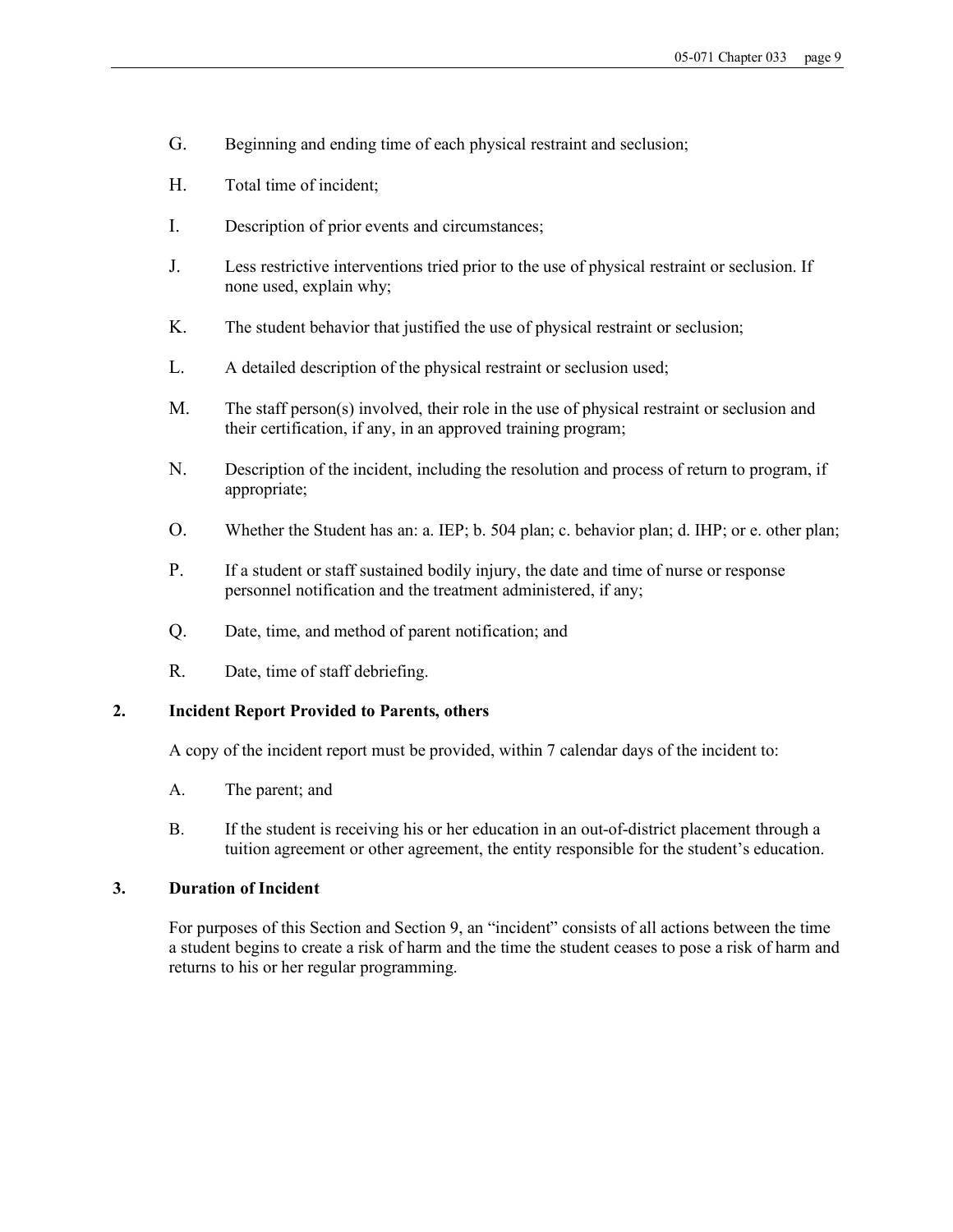G. Beginning and ending time of each physical restraint and seclusion;

H. Total time of incident;

I. Description of prior events and circumstances;

J. Less restrictive interventions tried prior to the use of physical restraint or seclusion. If none used, explain why;

K. The student behavior that justified the use of physical restraint or seclusion;

L. A detailed description of the physical restraint or seclusion used;

M. The staff person(s) involved, their role in the use of physical restraint or seclusion and their certification, if any, in an approved training program;

N. Description of the incident, including the resolution and process of return to program, if appropriate;

O. Whether the Student has an: a. IEP; b. 504 plan; c. behavior plan; d. IHP; or e. other plan;

P. If a student or staff sustained bodily injury, the date and time of nurse or response personnel notification and the treatment administered, if any;

Q. Date, time, and method of parent notification; and

R. Date, time of staff debriefing.

**2. Incident Report Provided to Parents, others**

A copy of the incident report must be provided, within 7 calendar days of the incident to:

A. The parent; and

B. If the student is receiving his or her education in an out-of-district placement through a tuition agreement or other agreement, the entity responsible for the student's education.

**3. Duration of Incident**

For purposes of this Section and Section 9, an "incident" consists of all actions between the time a student begins to create a risk of harm and the time the student ceases to pose a risk of harm and returns to his or her regular programming.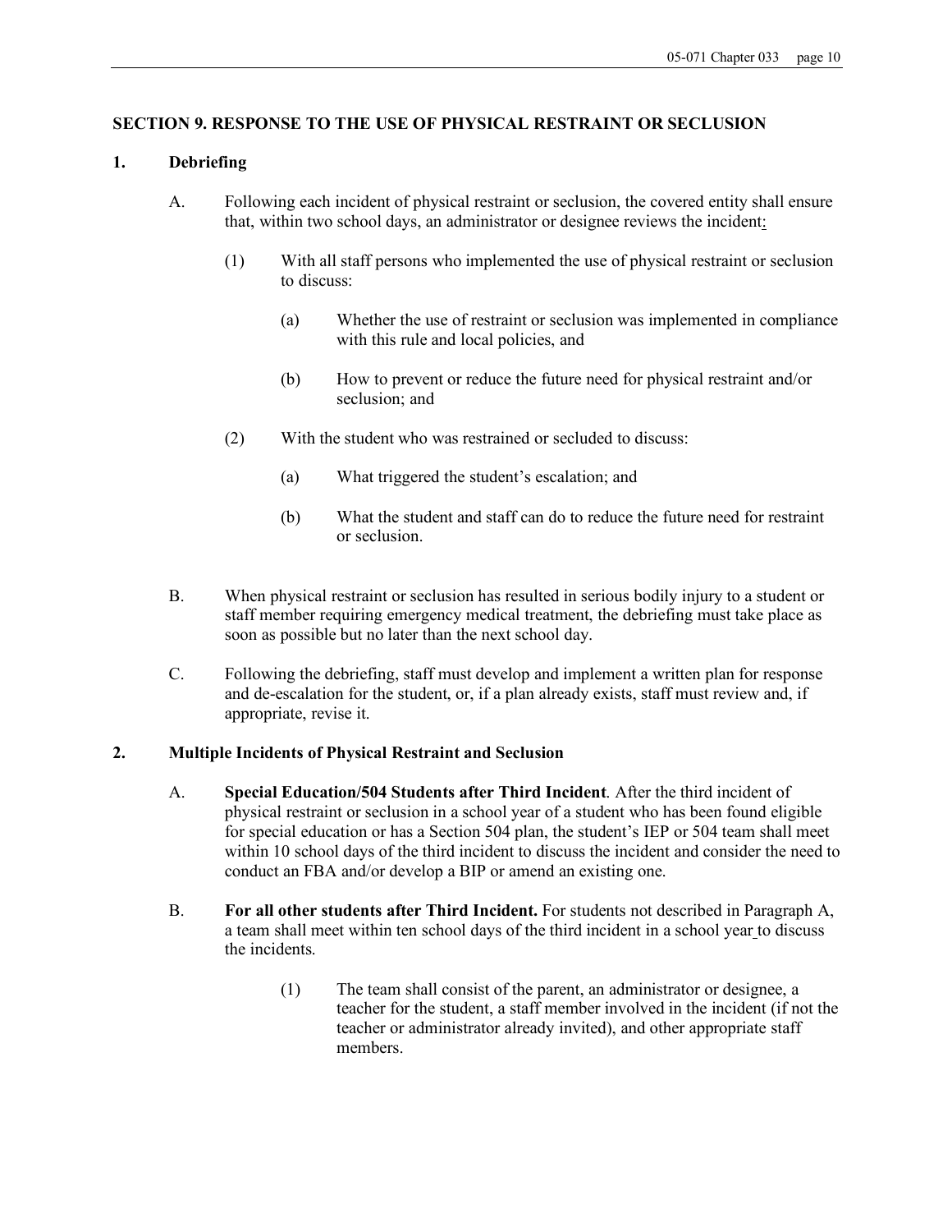## SECTION 9. RESPONSE TO THE USE OF PHYSICAL RESTRAINT OR SECLUSION

### 1. Debriefing

A. Following each incident of physical restraint or seclusion, the covered entity shall ensure that, within two school days, an administrator or designee reviews the incident:

(1) With all staff persons who implemented the use of physical restraint or seclusion to discuss:

(a) Whether the use of restraint or seclusion was implemented in compliance with this rule and local policies, and

(b) How to prevent or reduce the future need for physical restraint and/or seclusion; and

(2) With the student who was restrained or secluded to discuss:

(a) What triggered the student's escalation; and

(b) What the student and staff can do to reduce the future need for restraint or seclusion.

B. When physical restraint or seclusion has resulted in serious bodily injury to a student or staff member requiring emergency medical treatment, the debriefing must take place as soon as possible but no later than the next school day.

C. Following the debriefing, staff must develop and implement a written plan for response and de-escalation for the student, or, if a plan already exists, staff must review and, if appropriate, revise it.

### 2. Multiple Incidents of Physical Restraint and Seclusion

A. **Special Education/504 Students after Third Incident**. After the third incident of physical restraint or seclusion in a school year of a student who has been found eligible for special education or has a Section 504 plan, the student's IEP or 504 team shall meet within 10 school days of the third incident to discuss the incident and consider the need to conduct an FBA and/or develop a BIP or amend an existing one.

B. **For all other students after Third Incident.** For students not described in Paragraph A, a team shall meet within ten school days of the third incident in a school year to discuss the incidents.

(1) The team shall consist of the parent, an administrator or designee, a teacher for the student, a staff member involved in the incident (if not the teacher or administrator already invited), and other appropriate staff members.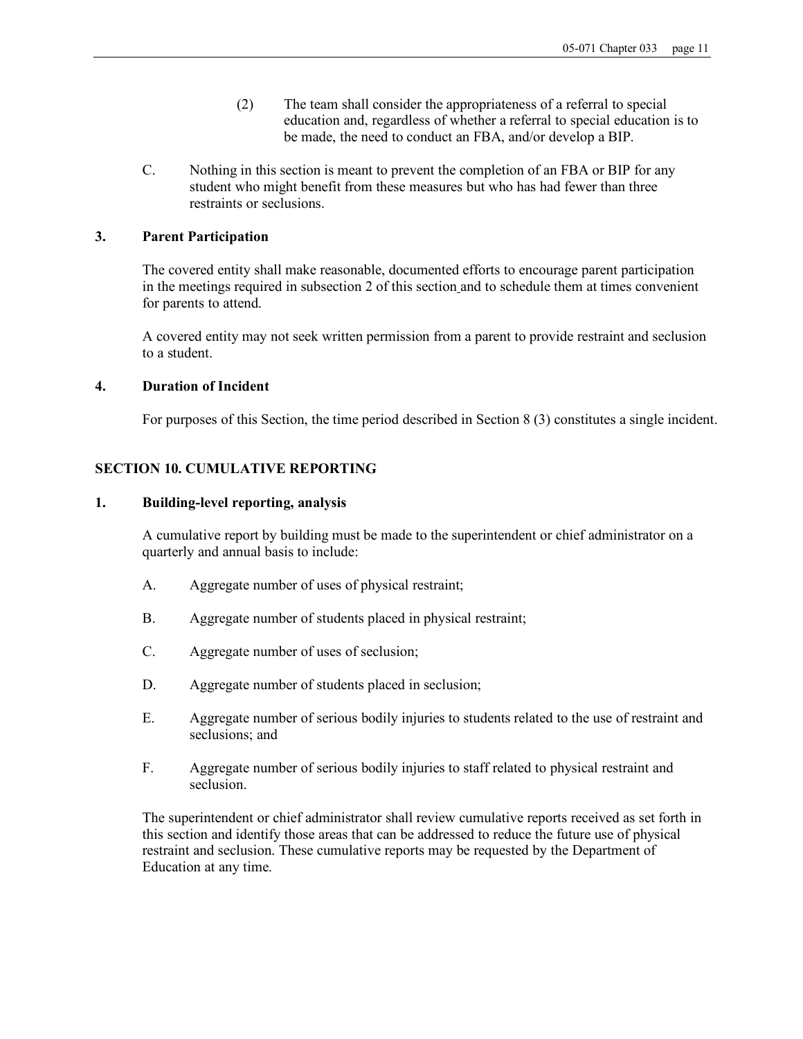(2) The team shall consider the appropriateness of a referral to special education and, regardless of whether a referral to special education is to be made, the need to conduct an FBA, and/or develop a BIP.

C. Nothing in this section is meant to prevent the completion of an FBA or BIP for any student who might benefit from these measures but who has had fewer than three restraints or seclusions.

### 3. Parent Participation

The covered entity shall make reasonable, documented efforts to encourage parent participation in the meetings required in subsection 2 of this section and to schedule them at times convenient for parents to attend.

A covered entity may not seek written permission from a parent to provide restraint and seclusion to a student.

### 4. Duration of Incident

For purposes of this Section, the time period described in Section 8 (3) constitutes a single incident.

## SECTION 10. CUMULATIVE REPORTING

### 1. Building-level reporting, analysis

A cumulative report by building must be made to the superintendent or chief administrator on a quarterly and annual basis to include:

A. Aggregate number of uses of physical restraint;

B. Aggregate number of students placed in physical restraint;

C. Aggregate number of uses of seclusion;

D. Aggregate number of students placed in seclusion;

E. Aggregate number of serious bodily injuries to students related to the use of restraint and seclusions; and

F. Aggregate number of serious bodily injuries to staff related to physical restraint and seclusion.

The superintendent or chief administrator shall review cumulative reports received as set forth in this section and identify those areas that can be addressed to reduce the future use of physical restraint and seclusion. These cumulative reports may be requested by the Department of Education at any time.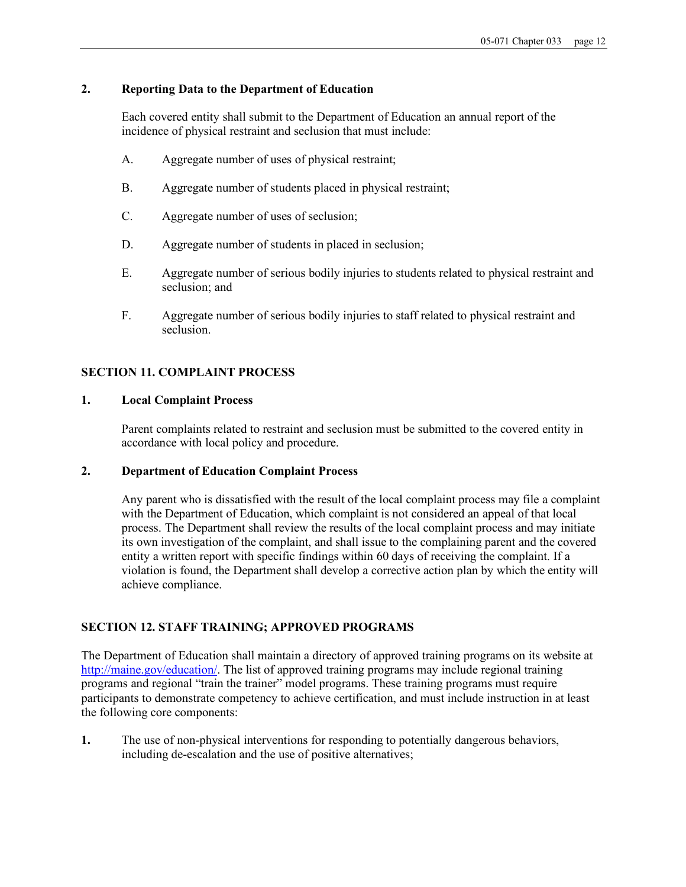**2. Reporting Data to the Department of Education**

Each covered entity shall submit to the Department of Education an annual report of the incidence of physical restraint and seclusion that must include:

A. Aggregate number of uses of physical restraint;

B. Aggregate number of students placed in physical restraint;

C. Aggregate number of uses of seclusion;

D. Aggregate number of students in placed in seclusion;

E. Aggregate number of serious bodily injuries to students related to physical restraint and seclusion; and

F. Aggregate number of serious bodily injuries to staff related to physical restraint and seclusion.

## SECTION 11. COMPLAINT PROCESS

**1. Local Complaint Process**

Parent complaints related to restraint and seclusion must be submitted to the covered entity in accordance with local policy and procedure.

**2. Department of Education Complaint Process**

Any parent who is dissatisfied with the result of the local complaint process may file a complaint with the Department of Education, which complaint is not considered an appeal of that local process. The Department shall review the results of the local complaint process and may initiate its own investigation of the complaint, and shall issue to the complaining parent and the covered entity a written report with specific findings within 60 days of receiving the complaint. If a violation is found, the Department shall develop a corrective action plan by which the entity will achieve compliance.

## SECTION 12. STAFF TRAINING; APPROVED PROGRAMS

The Department of Education shall maintain a directory of approved training programs on its website at http://maine.gov/education/. The list of approved training programs may include regional training programs and regional "train the trainer" model programs. These training programs must require participants to demonstrate competency to achieve certification, and must include instruction in at least the following core components:

**1.** The use of non-physical interventions for responding to potentially dangerous behaviors, including de-escalation and the use of positive alternatives;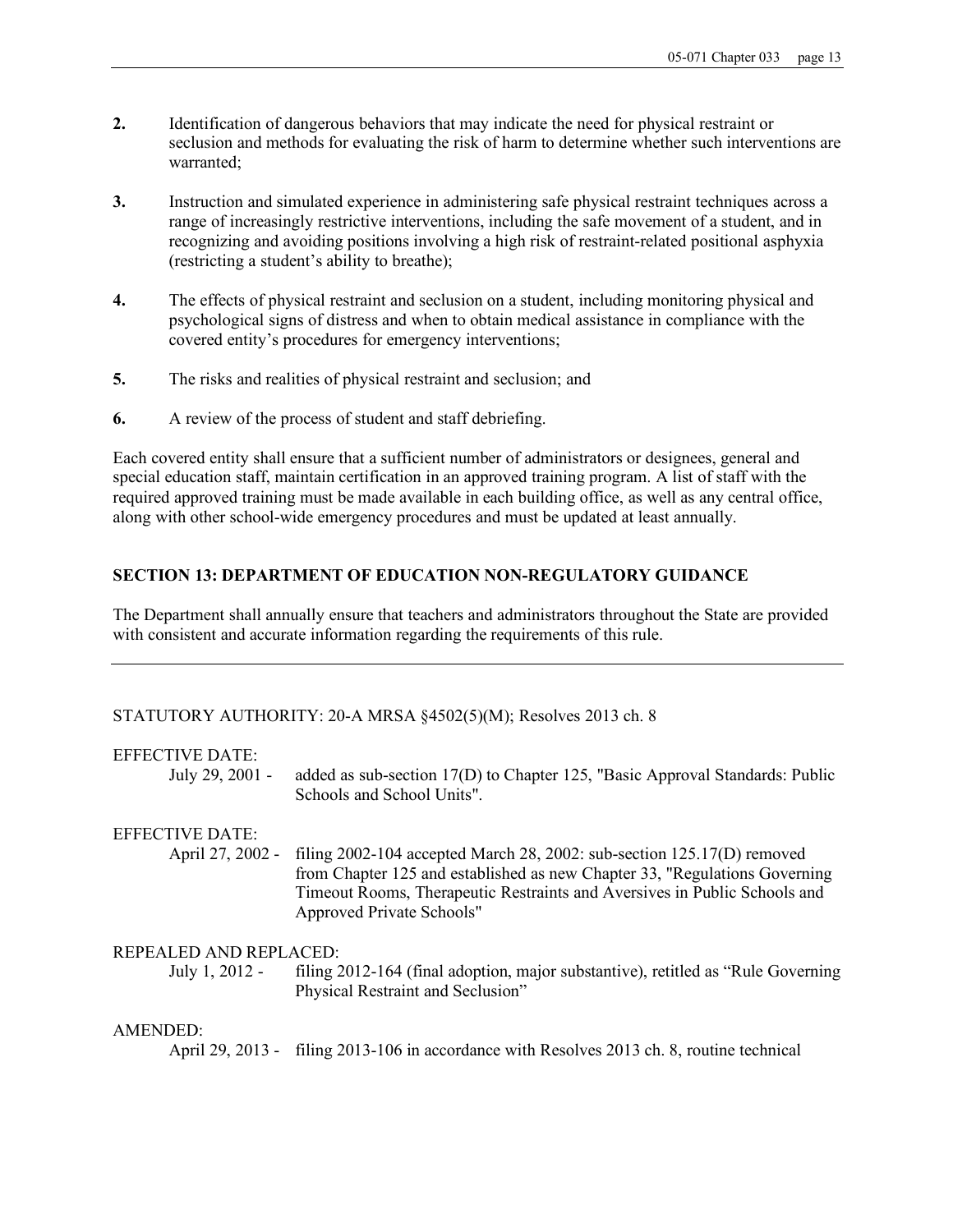**2.** Identification of dangerous behaviors that may indicate the need for physical restraint or seclusion and methods for evaluating the risk of harm to determine whether such interventions are warranted;

**3.** Instruction and simulated experience in administering safe physical restraint techniques across a range of increasingly restrictive interventions, including the safe movement of a student, and in recognizing and avoiding positions involving a high risk of restraint-related positional asphyxia (restricting a student's ability to breathe);

**4.** The effects of physical restraint and seclusion on a student, including monitoring physical and psychological signs of distress and when to obtain medical assistance in compliance with the covered entity's procedures for emergency interventions;

**5.** The risks and realities of physical restraint and seclusion; and

**6.** A review of the process of student and staff debriefing.

Each covered entity shall ensure that a sufficient number of administrators or designees, general and special education staff, maintain certification in an approved training program. A list of staff with the required approved training must be made available in each building office, as well as any central office, along with other school-wide emergency procedures and must be updated at least annually.

## SECTION 13: DEPARTMENT OF EDUCATION NON-REGULATORY GUIDANCE

The Department shall annually ensure that teachers and administrators throughout the State are provided with consistent and accurate information regarding the requirements of this rule.

---

STATUTORY AUTHORITY: 20-A MRSA §4502(5)(M); Resolves 2013 ch. 8

EFFECTIVE DATE:
July 29, 2001 - added as sub-section 17(D) to Chapter 125, "Basic Approval Standards: Public Schools and School Units".

EFFECTIVE DATE:
April 27, 2002 - filing 2002-104 accepted March 28, 2002: sub-section 125.17(D) removed from Chapter 125 and established as new Chapter 33, "Regulations Governing Timeout Rooms, Therapeutic Restraints and Aversives in Public Schools and Approved Private Schools"

REPEALED AND REPLACED:
July 1, 2012 - filing 2012-164 (final adoption, major substantive), retitled as "Rule Governing Physical Restraint and Seclusion"

AMENDED:
April 29, 2013 - filing 2013-106 in accordance with Resolves 2013 ch. 8, routine technical